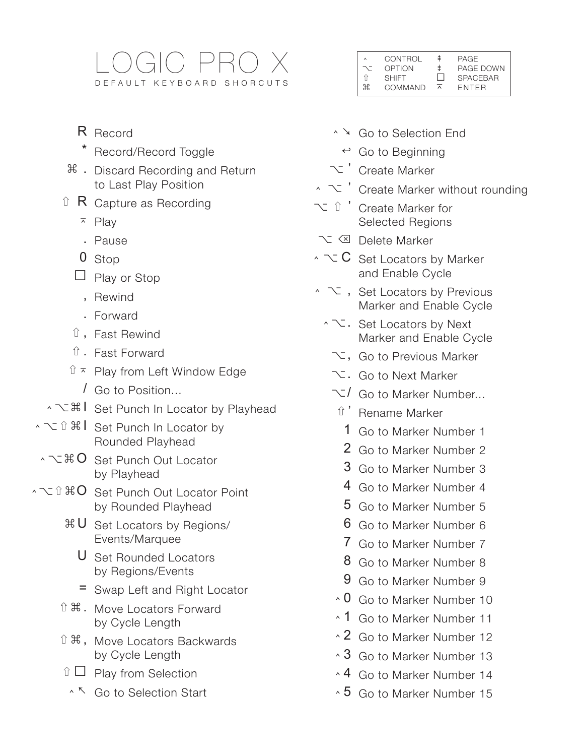# LOGIC PRO X

DEFAULT KEYBOARD SHORCUTS

| | | | |
|---|---|---|---|
| ^ | CONTROL | ⇞ | PAGE |
| ⌥ | OPTION | ⇟ | PAGE DOWN |
| ⇧ | SHIFT | ☐ | SPACEBAR |
| ⌘ | COMMAND | ⌅ | ENTER |

| Shortcut | Command |
|---|---|
| R | Record |
| * | Record/Record Toggle |
| ⌘ . | Discard Recording and Return to Last Play Position |
| ⇧ R | Capture as Recording |
| ⌅ | Play |
| . | Pause |
| 0 | Stop |
| ☐ | Play or Stop |
| , | Rewind |
| . | Forward |
| ⇧ , | Fast Rewind |
| ⇧ . | Fast Forward |
| ⇧ ⌅ | Play from Left Window Edge |
| / | Go to Position... |
| ^ ⌥ ⌘ I | Set Punch In Locator by Playhead |
| ^ ⌥ ⇧ ⌘ I | Set Punch In Locator by Rounded Playhead |
| ^ ⌥ ⌘ O | Set Punch Out Locator by Playhead |
| ^ ⌥ ⇧ ⌘ O | Set Punch Out Locator Point by Rounded Playhead |
| ⌘ U | Set Locators by Regions/ Events/Marquee |
| U | Set Rounded Locators by Regions/Events |
| = | Swap Left and Right Locator |
| ⇧ ⌘ . | Move Locators Forward by Cycle Length |
| ⇧ ⌘ , | Move Locators Backwards by Cycle Length |
| ⇧ ☐ | Play from Selection |
| ^ ↖ | Go to Selection Start |
| ^ ↘ | Go to Selection End |
| ↩ | Go to Beginning |
| ⌥ ' | Create Marker |
| ^ ⌥ ' | Create Marker without rounding |
| ⌥ ⇧ ' | Create Marker for Selected Regions |
| ⌥ ⌫ | Delete Marker |
| ^ ⌥ C | Set Locators by Marker and Enable Cycle |
| ^ ⌥ , | Set Locators by Previous Marker and Enable Cycle |
| ^ ⌥ . | Set Locators by Next Marker and Enable Cycle |
| ⌥ , | Go to Previous Marker |
| ⌥ . | Go to Next Marker |
| ⌥ / | Go to Marker Number... |
| ⇧ ' | Rename Marker |
| 1 | Go to Marker Number 1 |
| 2 | Go to Marker Number 2 |
| 3 | Go to Marker Number 3 |
| 4 | Go to Marker Number 4 |
| 5 | Go to Marker Number 5 |
| 6 | Go to Marker Number 6 |
| 7 | Go to Marker Number 7 |
| 8 | Go to Marker Number 8 |
| 9 | Go to Marker Number 9 |
| ^ 0 | Go to Marker Number 10 |
| ^ 1 | Go to Marker Number 11 |
| ^ 2 | Go to Marker Number 12 |
| ^ 3 | Go to Marker Number 13 |
| ^ 4 | Go to Marker Number 14 |
| ^ 5 | Go to Marker Number 15 |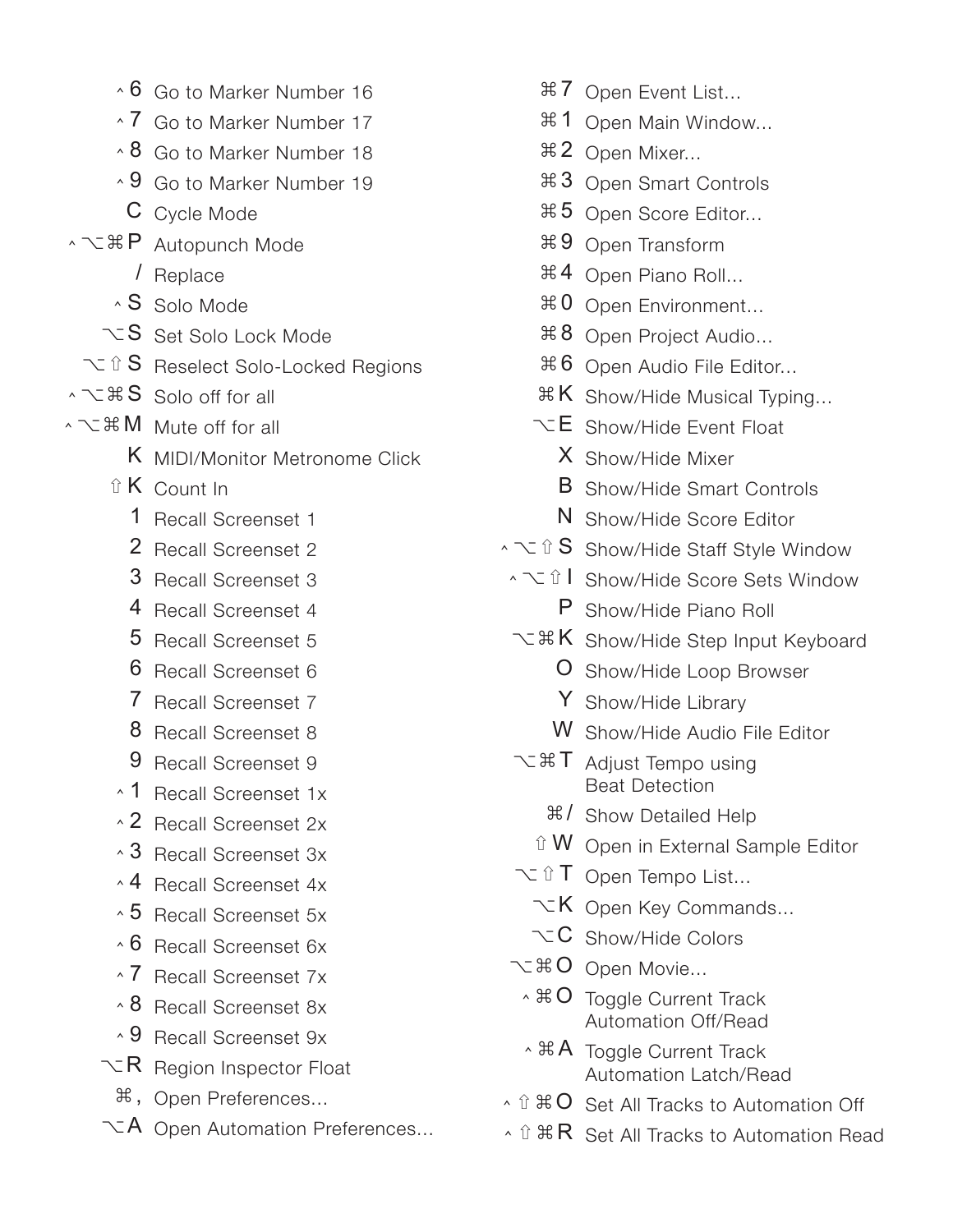| Shortcut | Command |
| --- | --- |
| ⌃6 | Go to Marker Number 16 |
| ⌃7 | Go to Marker Number 17 |
| ⌃8 | Go to Marker Number 18 |
| ⌃9 | Go to Marker Number 19 |
| C | Cycle Mode |
| ⌃⌥⌘P | Autopunch Mode |
| / | Replace |
| ⌃S | Solo Mode |
| ⌥S | Set Solo Lock Mode |
| ⌥⇧S | Reselect Solo-Locked Regions |
| ⌃⌥⌘S | Solo off for all |
| ⌃⌥⌘M | Mute off for all |
| K | MIDI/Monitor Metronome Click |
| ⇧K | Count In |
| 1 | Recall Screenset 1 |
| 2 | Recall Screenset 2 |
| 3 | Recall Screenset 3 |
| 4 | Recall Screenset 4 |
| 5 | Recall Screenset 5 |
| 6 | Recall Screenset 6 |
| 7 | Recall Screenset 7 |
| 8 | Recall Screenset 8 |
| 9 | Recall Screenset 9 |
| ⌃1 | Recall Screenset 1x |
| ⌃2 | Recall Screenset 2x |
| ⌃3 | Recall Screenset 3x |
| ⌃4 | Recall Screenset 4x |
| ⌃5 | Recall Screenset 5x |
| ⌃6 | Recall Screenset 6x |
| ⌃7 | Recall Screenset 7x |
| ⌃8 | Recall Screenset 8x |
| ⌃9 | Recall Screenset 9x |
| ⌥R | Region Inspector Float |
| ⌘, | Open Preferences... |
| ⌥A | Open Automation Preferences... |
| ⌘7 | Open Event List... |
| ⌘1 | Open Main Window... |
| ⌘2 | Open Mixer... |
| ⌘3 | Open Smart Controls |
| ⌘5 | Open Score Editor... |
| ⌘9 | Open Transform |
| ⌘4 | Open Piano Roll... |
| ⌘0 | Open Environment... |
| ⌘8 | Open Project Audio... |
| ⌘6 | Open Audio File Editor... |
| ⌘K | Show/Hide Musical Typing... |
| ⌥E | Show/Hide Event Float |
| X | Show/Hide Mixer |
| B | Show/Hide Smart Controls |
| N | Show/Hide Score Editor |
| ⌃⌥⇧S | Show/Hide Staff Style Window |
| ⌃⌥⇧I | Show/Hide Score Sets Window |
| P | Show/Hide Piano Roll |
| ⌥⌘K | Show/Hide Step Input Keyboard |
| O | Show/Hide Loop Browser |
| Y | Show/Hide Library |
| W | Show/Hide Audio File Editor |
| ⌥⌘T | Adjust Tempo using Beat Detection |
| ⌘/ | Show Detailed Help |
| ⇧W | Open in External Sample Editor |
| ⌥⇧T | Open Tempo List... |
| ⌥K | Open Key Commands... |
| ⌥C | Show/Hide Colors |
| ⌥⌘O | Open Movie... |
| ⌃⌘O | Toggle Current Track Automation Off/Read |
| ⌃⌘A | Toggle Current Track Automation Latch/Read |
| ⌃⇧⌘O | Set All Tracks to Automation Off |
| ⌃⇧⌘R | Set All Tracks to Automation Read |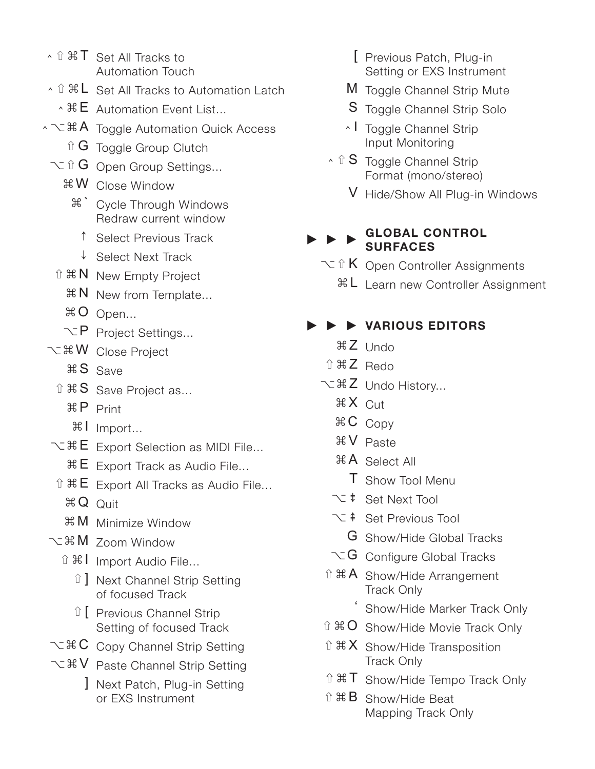| Shortcut | Command |
|---|---|
| ^ ⇧ ⌘ T | Set All Tracks to Automation Touch |
| ^ ⇧ ⌘ L | Set All Tracks to Automation Latch |
| ^ ⌘ E | Automation Event List... |
| ^ ⌥ ⌘ A | Toggle Automation Quick Access |
| ⇧ G | Toggle Group Clutch |
| ⌥ ⇧ G | Open Group Settings... |
| ⌘ W | Close Window |
| ⌘ ` | Cycle Through Windows Redraw current window |
| ↑ | Select Previous Track |
| ↓ | Select Next Track |
| ⇧ ⌘ N | New Empty Project |
| ⌘ N | New from Template... |
| ⌘ O | Open... |
| ⌥ P | Project Settings... |
| ⌥ ⌘ W | Close Project |
| ⌘ S | Save |
| ⇧ ⌘ S | Save Project as... |
| ⌘ P | Print |
| ⌘ I | Import... |
| ⌥ ⌘ E | Export Selection as MIDI File... |
| ⌘ E | Export Track as Audio File... |
| ⇧ ⌘ E | Export All Tracks as Audio File... |
| ⌘ Q | Quit |
| ⌘ M | Minimize Window |
| ⌥ ⌘ M | Zoom Window |
| ⇧ ⌘ I | Import Audio File... |
| ⇧ ] | Next Channel Strip Setting of focused Track |
| ⇧ [ | Previous Channel Strip Setting of focused Track |
| ⌥ ⌘ C | Copy Channel Strip Setting |
| ⌥ ⌘ V | Paste Channel Strip Setting |
| ] | Next Patch, Plug-in Setting or EXS Instrument |
| [ | Previous Patch, Plug-in Setting or EXS Instrument |
| M | Toggle Channel Strip Mute |
| S | Toggle Channel Strip Solo |
| ^ I | Toggle Channel Strip Input Monitoring |
| ^ ⇧ S | Toggle Channel Strip Format (mono/stereo) |
| V | Hide/Show All Plug-in Windows |

## ▶ ▶ ▶ GLOBAL CONTROL SURFACES

| Shortcut | Command |
|---|---|
| ⌥ ⇧ K | Open Controller Assignments |
| ⌘ L | Learn new Controller Assignment |

## ▶ ▶ ▶ VARIOUS EDITORS

| Shortcut | Command |
|---|---|
| ⌘ Z | Undo |
| ⇧ ⌘ Z | Redo |
| ⌥ ⌘ Z | Undo History... |
| ⌘ X | Cut |
| ⌘ C | Copy |
| ⌘ V | Paste |
| ⌘ A | Select All |
| T | Show Tool Menu |
| ⌥ ⇟ | Set Next Tool |
| ⌥ ⇞ | Set Previous Tool |
| G | Show/Hide Global Tracks |
| ⌥ G | Configure Global Tracks |
| ⇧ ⌘ A | Show/Hide Arrangement Track Only |
| ' | Show/Hide Marker Track Only |
| ⇧ ⌘ O | Show/Hide Movie Track Only |
| ⇧ ⌘ X | Show/Hide Transposition Track Only |
| ⇧ ⌘ T | Show/Hide Tempo Track Only |
| ⇧ ⌘ B | Show/Hide Beat Mapping Track Only |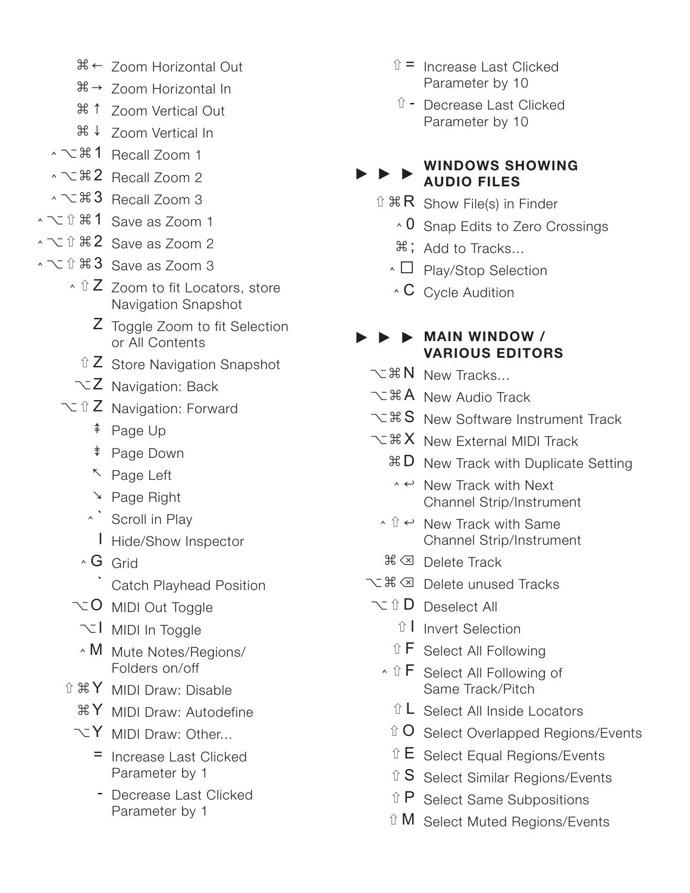⌘← Zoom Horizontal Out

⌘→ Zoom Horizontal In

⌘↑ Zoom Vertical Out

⌘↓ Zoom Vertical In

^⌥⌘1 Recall Zoom 1

^⌥⌘2 Recall Zoom 2

^⌥⌘3 Recall Zoom 3

^⌥⇧⌘1 Save as Zoom 1

^⌥⇧⌘2 Save as Zoom 2

^⌥⇧⌘3 Save as Zoom 3

^⇧Z Zoom to fit Locators, store Navigation Snapshot

Z Toggle Zoom to fit Selection or All Contents

⇧Z Store Navigation Snapshot

⌥Z Navigation: Back

⌥⇧Z Navigation: Forward

⇞ Page Up

⇟ Page Down

↖ Page Left

↘ Page Right

^` Scroll in Play

I Hide/Show Inspector

^G Grid

` Catch Playhead Position

⌥O MIDI Out Toggle

⌥I MIDI In Toggle

^M Mute Notes/Regions/Folders on/off

⇧⌘Y MIDI Draw: Disable

⌘Y MIDI Draw: Autodefine

⌥Y MIDI Draw: Other...

= Increase Last Clicked Parameter by 1

- Decrease Last Clicked Parameter by 1

⇧= Increase Last Clicked Parameter by 10

⇧- Decrease Last Clicked Parameter by 10

## ▶ ▶ ▶ WINDOWS SHOWING AUDIO FILES

⇧⌘R Show File(s) in Finder

^0 Snap Edits to Zero Crossings

⌘; Add to Tracks...

^□ Play/Stop Selection

^C Cycle Audition

## ▶ ▶ ▶ MAIN WINDOW / VARIOUS EDITORS

⌥⌘N New Tracks...

⌥⌘A New Audio Track

⌥⌘S New Software Instrument Track

⌥⌘X New External MIDI Track

⌘D New Track with Duplicate Setting

^↩ New Track with Next Channel Strip/Instrument

^⇧↩ New Track with Same Channel Strip/Instrument

⌘⌫ Delete Track

⌥⌘⌫ Delete unused Tracks

⌥⇧D Deselect All

⇧I Invert Selection

⇧F Select All Following

^⇧F Select All Following of Same Track/Pitch

⇧L Select All Inside Locators

⇧O Select Overlapped Regions/Events

⇧E Select Equal Regions/Events

⇧S Select Similar Regions/Events

⇧P Select Same Subpositions

⇧M Select Muted Regions/Events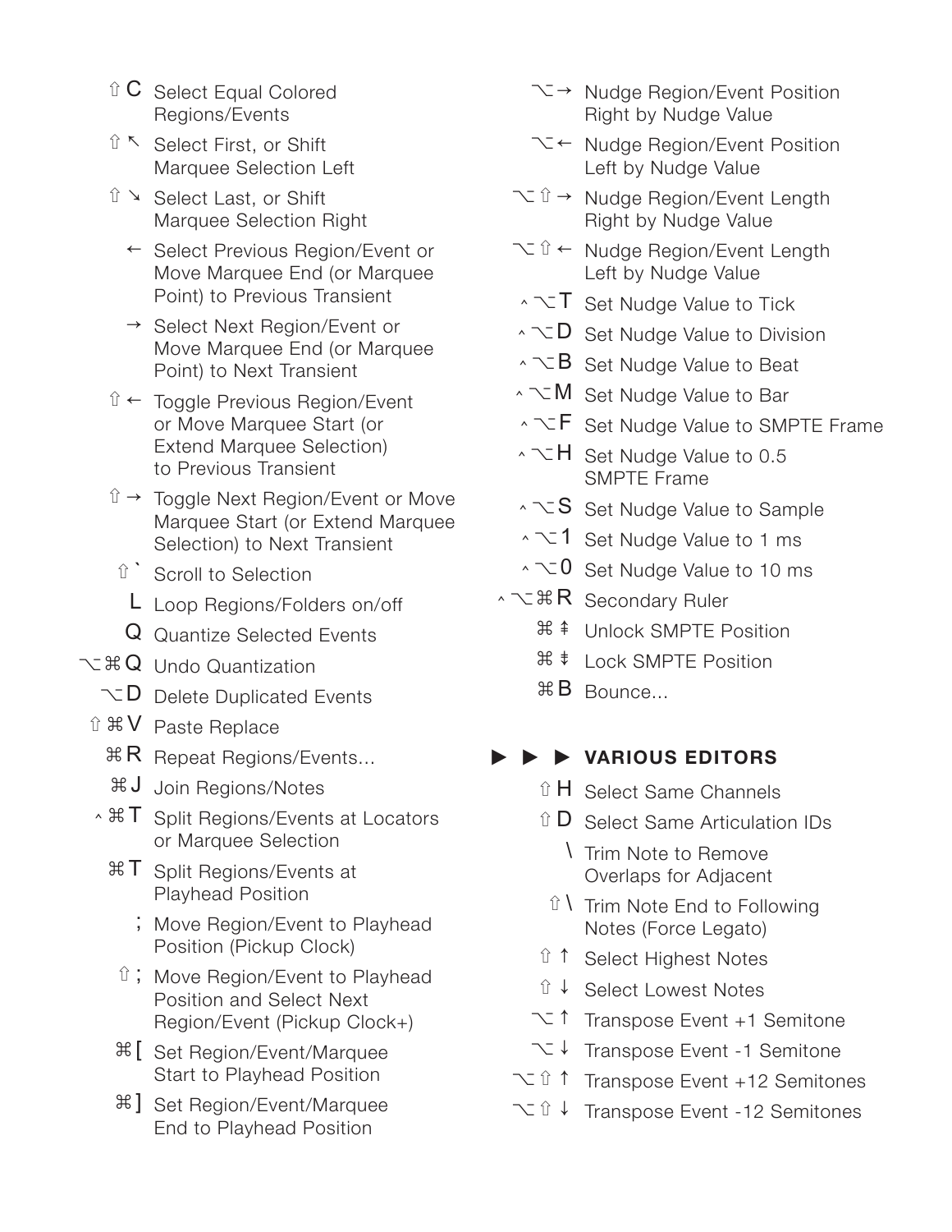| Shortcut | Command |
| --- | --- |
| ⇧ C | Select Equal Colored Regions/Events |
| ⇧ ↖ | Select First, or Shift Marquee Selection Left |
| ⇧ ↘ | Select Last, or Shift Marquee Selection Right |
| ← | Select Previous Region/Event or Move Marquee End (or Marquee Point) to Previous Transient |
| → | Select Next Region/Event or Move Marquee End (or Marquee Point) to Next Transient |
| ⇧ ← | Toggle Previous Region/Event or Move Marquee Start (or Extend Marquee Selection) to Previous Transient |
| ⇧ → | Toggle Next Region/Event or Move Marquee Start (or Extend Marquee Selection) to Next Transient |
| ⇧ ` | Scroll to Selection |
| L | Loop Regions/Folders on/off |
| Q | Quantize Selected Events |
| ⌥⌘Q | Undo Quantization |
| ⌥D | Delete Duplicated Events |
| ⇧⌘V | Paste Replace |
| ⌘R | Repeat Regions/Events... |
| ⌘J | Join Regions/Notes |
| ⌃⌘T | Split Regions/Events at Locators or Marquee Selection |
| ⌘T | Split Regions/Events at Playhead Position |
| ; | Move Region/Event to Playhead Position (Pickup Clock) |
| ⇧ ; | Move Region/Event to Playhead Position and Select Next Region/Event (Pickup Clock+) |
| ⌘[ | Set Region/Event/Marquee Start to Playhead Position |
| ⌘] | Set Region/Event/Marquee End to Playhead Position |
| ⌥→ | Nudge Region/Event Position Right by Nudge Value |
| ⌥← | Nudge Region/Event Position Left by Nudge Value |
| ⌥⇧→ | Nudge Region/Event Length Right by Nudge Value |
| ⌥⇧← | Nudge Region/Event Length Left by Nudge Value |
| ⌃⌥T | Set Nudge Value to Tick |
| ⌃⌥D | Set Nudge Value to Division |
| ⌃⌥B | Set Nudge Value to Beat |
| ⌃⌥M | Set Nudge Value to Bar |
| ⌃⌥F | Set Nudge Value to SMPTE Frame |
| ⌃⌥H | Set Nudge Value to 0.5 SMPTE Frame |
| ⌃⌥S | Set Nudge Value to Sample |
| ⌃⌥1 | Set Nudge Value to 1 ms |
| ⌃⌥0 | Set Nudge Value to 10 ms |
| ⌃⌥⌘R | Secondary Ruler |
| ⌘ ⇞ | Unlock SMPTE Position |
| ⌘ ⇟ | Lock SMPTE Position |
| ⌘B | Bounce... |

## ▶ ▶ ▶ VARIOUS EDITORS

| Shortcut | Command |
| --- | --- |
| ⇧H | Select Same Channels |
| ⇧D | Select Same Articulation IDs |
| \ | Trim Note to Remove Overlaps for Adjacent |
| ⇧ \ | Trim Note End to Following Notes (Force Legato) |
| ⇧ ↑ | Select Highest Notes |
| ⇧ ↓ | Select Lowest Notes |
| ⌥ ↑ | Transpose Event +1 Semitone |
| ⌥ ↓ | Transpose Event -1 Semitone |
| ⌥⇧ ↑ | Transpose Event +12 Semitones |
| ⌥⇧ ↓ | Transpose Event -12 Semitones |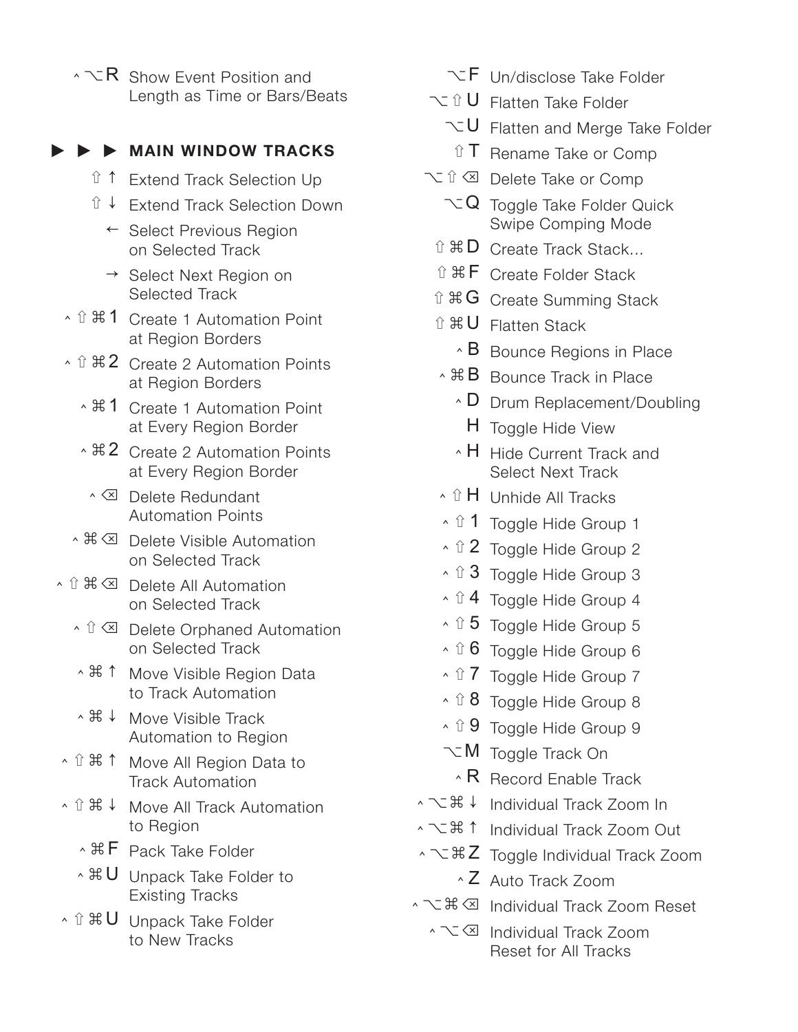^ ⌥ R Show Event Position and Length as Time or Bars/Beats

## ▶ ▶ ▶ MAIN WINDOW TRACKS

⇧ ↑ Extend Track Selection Up

⇧ ↓ Extend Track Selection Down

← Select Previous Region on Selected Track

→ Select Next Region on Selected Track

^ ⇧ ⌘ 1 Create 1 Automation Point at Region Borders

^ ⇧ ⌘ 2 Create 2 Automation Points at Region Borders

^ ⌘ 1 Create 1 Automation Point at Every Region Border

^ ⌘ 2 Create 2 Automation Points at Every Region Border

^ ⌫ Delete Redundant Automation Points

^ ⌘ ⌫ Delete Visible Automation on Selected Track

^ ⇧ ⌘ ⌫ Delete All Automation on Selected Track

^ ⇧ ⌫ Delete Orphaned Automation on Selected Track

^ ⌘ ↑ Move Visible Region Data to Track Automation

^ ⌘ ↓ Move Visible Track Automation to Region

^ ⇧ ⌘ ↑ Move All Region Data to Track Automation

^ ⇧ ⌘ ↓ Move All Track Automation to Region

^ ⌘ F Pack Take Folder

^ ⌘ U Unpack Take Folder to Existing Tracks

^ ⇧ ⌘ U Unpack Take Folder to New Tracks

⌥ F Un/disclose Take Folder

⌥ ⇧ U Flatten Take Folder

⌥ U Flatten and Merge Take Folder

⇧ T Rename Take or Comp

⌥ ⇧ ⌫ Delete Take or Comp

⌥ Q Toggle Take Folder Quick Swipe Comping Mode

⇧ ⌘ D Create Track Stack...

⇧ ⌘ F Create Folder Stack

⇧ ⌘ G Create Summing Stack

⇧ ⌘ U Flatten Stack

^ B Bounce Regions in Place

^ ⌘ B Bounce Track in Place

^ D Drum Replacement/Doubling

H Toggle Hide View

^ H Hide Current Track and Select Next Track

^ ⇧ H Unhide All Tracks

^ ⇧ 1 Toggle Hide Group 1

^ ⇧ 2 Toggle Hide Group 2

^ ⇧ 3 Toggle Hide Group 3

^ ⇧ 4 Toggle Hide Group 4

^ ⇧ 5 Toggle Hide Group 5

^ ⇧ 6 Toggle Hide Group 6

^ ⇧ 7 Toggle Hide Group 7

^ ⇧ 8 Toggle Hide Group 8

^ ⇧ 9 Toggle Hide Group 9

⌥ M Toggle Track On

^ R Record Enable Track

^ ⌥ ⌘ ↓ Individual Track Zoom In

^ ⌥ ⌘ ↑ Individual Track Zoom Out

^ ⌥ ⌘ Z Toggle Individual Track Zoom

^ Z Auto Track Zoom

^ ⌥ ⌘ ⌫ Individual Track Zoom Reset

^ ⌥ ⌫ Individual Track Zoom Reset for All Tracks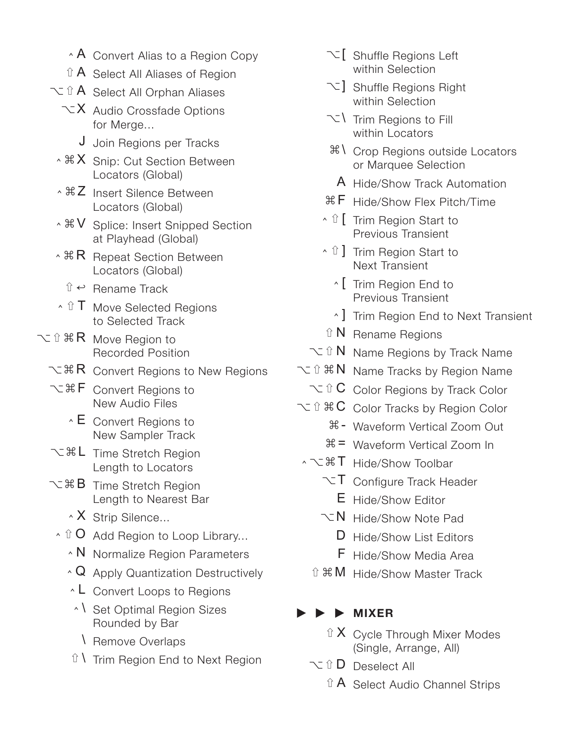⌃A Convert Alias to a Region Copy

⇧A Select All Aliases of Region

⌥⇧A Select All Orphan Aliases

⌥X Audio Crossfade Options for Merge...

J Join Regions per Tracks

⌃⌘X Snip: Cut Section Between Locators (Global)

⌃⌘Z Insert Silence Between Locators (Global)

⌃⌘V Splice: Insert Snipped Section at Playhead (Global)

⌃⌘R Repeat Section Between Locators (Global)

⇧↩ Rename Track

⌃⇧T Move Selected Regions to Selected Track

⌥⇧⌘R Move Region to Recorded Position

⌥⌘R Convert Regions to New Regions

⌥⌘F Convert Regions to New Audio Files

⌃E Convert Regions to New Sampler Track

⌥⌘L Time Stretch Region Length to Locators

⌥⌘B Time Stretch Region Length to Nearest Bar

⌃X Strip Silence...

⌃⇧O Add Region to Loop Library...

⌃N Normalize Region Parameters

⌃Q Apply Quantization Destructively

⌃L Convert Loops to Regions

⌃\ Set Optimal Region Sizes Rounded by Bar

\ Remove Overlaps

⇧\ Trim Region End to Next Region

⌥[ Shuffle Regions Left within Selection

⌥] Shuffle Regions Right within Selection

⌥\ Trim Regions to Fill within Locators

⌘\ Crop Regions outside Locators or Marquee Selection

A Hide/Show Track Automation

⌘F Hide/Show Flex Pitch/Time

⌃⇧[ Trim Region Start to Previous Transient

⌃⇧] Trim Region Start to Next Transient

⌃[ Trim Region End to Previous Transient

⌃] Trim Region End to Next Transient

⇧N Rename Regions

⌥⇧N Name Regions by Track Name

⌥⇧⌘N Name Tracks by Region Name

⌥⇧C Color Regions by Track Color

⌥⇧⌘C Color Tracks by Region Color

⌘- Waveform Vertical Zoom Out

⌘= Waveform Vertical Zoom In

⌃⌥⌘T Hide/Show Toolbar

⌥T Configure Track Header

E Hide/Show Editor

⌥N Hide/Show Note Pad

D Hide/Show List Editors

F Hide/Show Media Area

⇧⌘M Hide/Show Master Track

## ▶ ▶ ▶ MIXER

⇧X Cycle Through Mixer Modes (Single, Arrange, All)

⌥⇧D Deselect All

⇧A Select Audio Channel Strips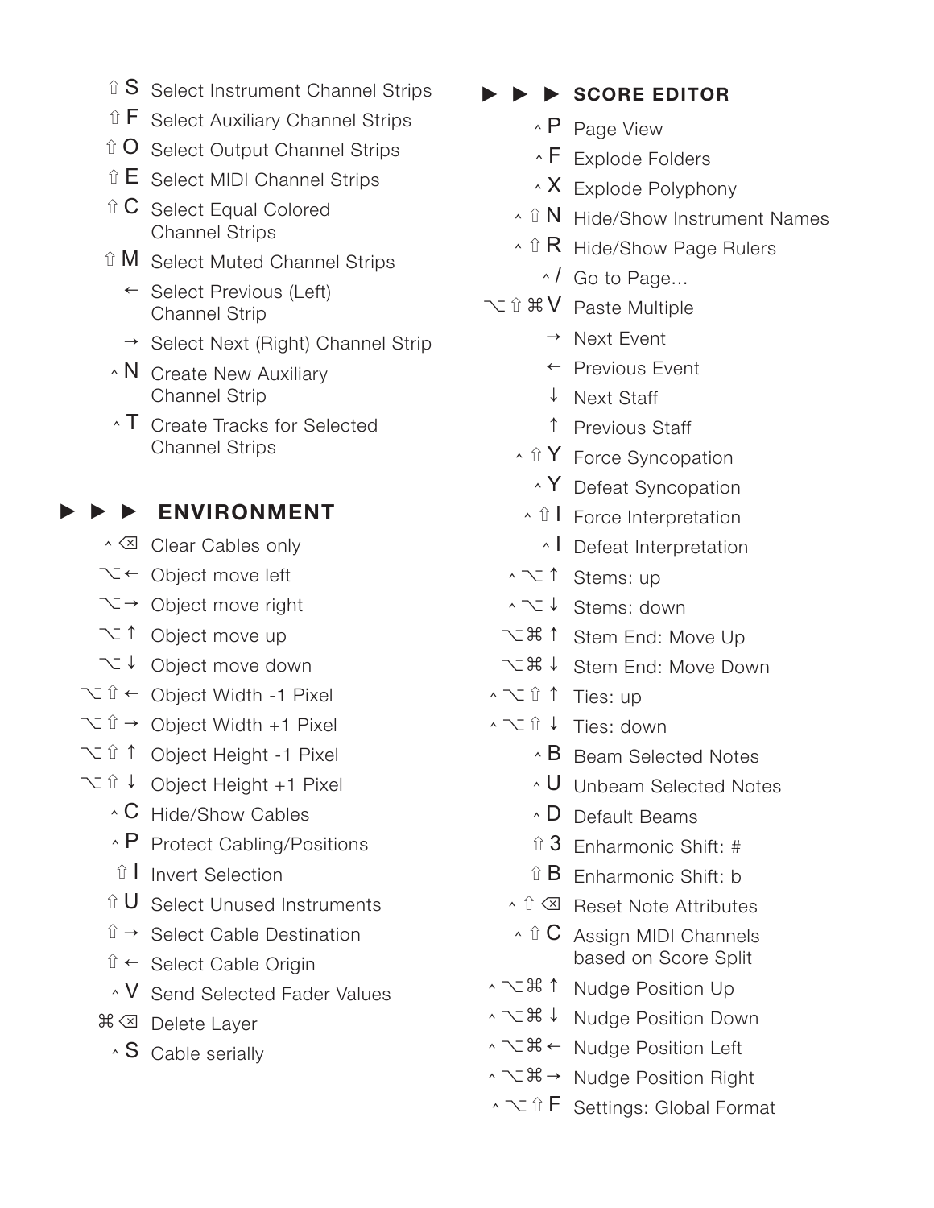⇧ S Select Instrument Channel Strips

⇧ F Select Auxiliary Channel Strips

⇧ O Select Output Channel Strips

⇧ E Select MIDI Channel Strips

⇧ C Select Equal Colored Channel Strips

⇧ M Select Muted Channel Strips

← Select Previous (Left) Channel Strip

→ Select Next (Right) Channel Strip

^ N Create New Auxiliary Channel Strip

^ T Create Tracks for Selected Channel Strips

## ▶ ▶ ▶ ENVIRONMENT

^ ⌫ Clear Cables only

⌥ ← Object move left

⌥ → Object move right

⌥ ↑ Object move up

⌥ ↓ Object move down

⌥ ⇧ ← Object Width -1 Pixel

⌥ ⇧ → Object Width +1 Pixel

⌥ ⇧ ↑ Object Height -1 Pixel

⌥ ⇧ ↓ Object Height +1 Pixel

^ C Hide/Show Cables

^ P Protect Cabling/Positions

⇧ I Invert Selection

⇧ U Select Unused Instruments

⇧ → Select Cable Destination

⇧ ← Select Cable Origin

^ V Send Selected Fader Values

⌘ ⌫ Delete Layer

^ S Cable serially

## ▶ ▶ ▶ SCORE EDITOR

^ P Page View

^ F Explode Folders

^ X Explode Polyphony

^ ⇧ N Hide/Show Instrument Names

^ ⇧ R Hide/Show Page Rulers

^ / Go to Page...

⌥ ⇧ ⌘ V Paste Multiple

→ Next Event

← Previous Event

↓ Next Staff

↑ Previous Staff

^ ⇧ Y Force Syncopation

^ Y Defeat Syncopation

^ ⇧ I Force Interpretation

^ I Defeat Interpretation

^ ⌥ ↑ Stems: up

^ ⌥ ↓ Stems: down

⌥ ⌘ ↑ Stem End: Move Up

⌥ ⌘ ↓ Stem End: Move Down

^ ⌥ ⇧ ↑ Ties: up

^ ⌥ ⇧ ↓ Ties: down

^ B Beam Selected Notes

^ U Unbeam Selected Notes

^ D Default Beams

⇧ 3 Enharmonic Shift: #

⇧ B Enharmonic Shift: b

^ ⇧ ⌫ Reset Note Attributes

^ ⇧ C Assign MIDI Channels based on Score Split

^ ⌥ ⌘ ↑ Nudge Position Up

^ ⌥ ⌘ ↓ Nudge Position Down

^ ⌥ ⌘ ← Nudge Position Left

^ ⌥ ⌘ → Nudge Position Right

^ ⌥ ⇧ F Settings: Global Format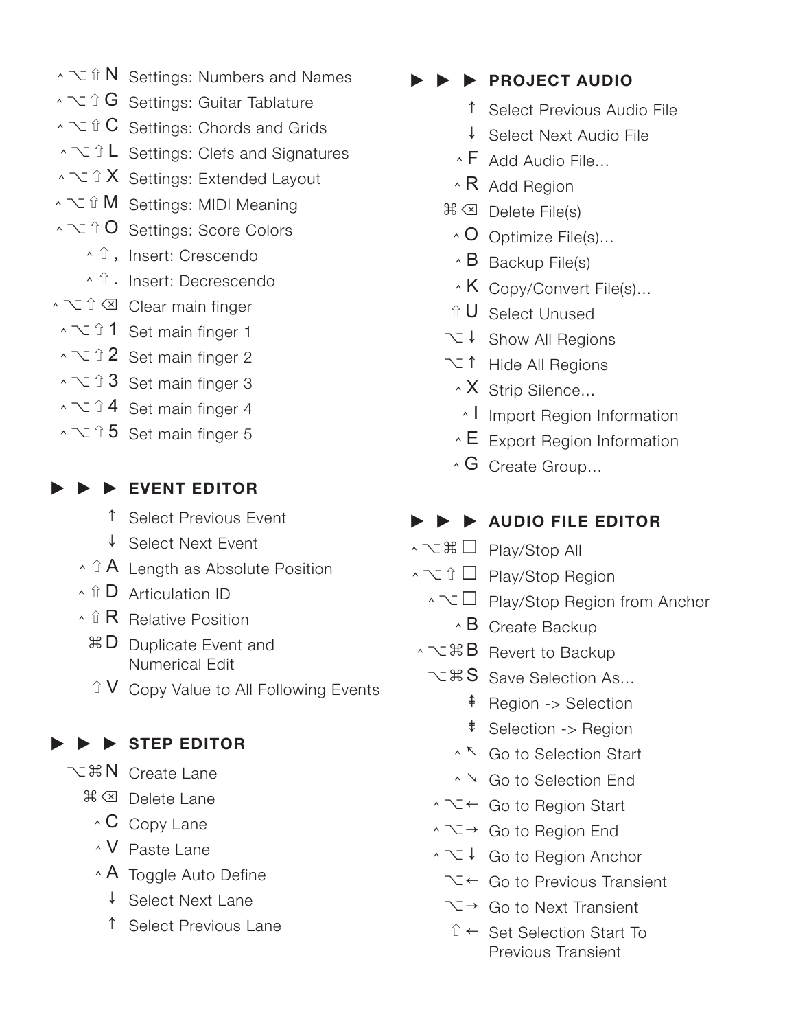| Shortcut | Command |
| --- | --- |
| ^ ⌥ ⇧ N | Settings: Numbers and Names |
| ^ ⌥ ⇧ G | Settings: Guitar Tablature |
| ^ ⌥ ⇧ C | Settings: Chords and Grids |
| ^ ⌥ ⇧ L | Settings: Clefs and Signatures |
| ^ ⌥ ⇧ X | Settings: Extended Layout |
| ^ ⌥ ⇧ M | Settings: MIDI Meaning |
| ^ ⌥ ⇧ O | Settings: Score Colors |
| ^ ⇧ , | Insert: Crescendo |
| ^ ⇧ . | Insert: Decrescendo |
| ^ ⌥ ⇧ ⌫ | Clear main finger |
| ^ ⌥ ⇧ 1 | Set main finger 1 |
| ^ ⌥ ⇧ 2 | Set main finger 2 |
| ^ ⌥ ⇧ 3 | Set main finger 3 |
| ^ ⌥ ⇧ 4 | Set main finger 4 |
| ^ ⌥ ⇧ 5 | Set main finger 5 |

## ▶ ▶ ▶ EVENT EDITOR

| Shortcut | Command |
| --- | --- |
| ↑ | Select Previous Event |
| ↓ | Select Next Event |
| ^ ⇧ A | Length as Absolute Position |
| ^ ⇧ D | Articulation ID |
| ^ ⇧ R | Relative Position |
| ⌘ D | Duplicate Event and Numerical Edit |
| ⇧ V | Copy Value to All Following Events |

## ▶ ▶ ▶ STEP EDITOR

| Shortcut | Command |
| --- | --- |
| ⌥ ⌘ N | Create Lane |
| ⌘ ⌫ | Delete Lane |
| ^ C | Copy Lane |
| ^ V | Paste Lane |
| ^ A | Toggle Auto Define |
| ↓ | Select Next Lane |
| ↑ | Select Previous Lane |

## ▶ ▶ ▶ PROJECT AUDIO

| Shortcut | Command |
| --- | --- |
| ↑ | Select Previous Audio File |
| ↓ | Select Next Audio File |
| ^ F | Add Audio File… |
| ^ R | Add Region |
| ⌘ ⌫ | Delete File(s) |
| ^ O | Optimize File(s)… |
| ^ B | Backup File(s) |
| ^ K | Copy/Convert File(s)… |
| ⇧ U | Select Unused |
| ⌥ ↓ | Show All Regions |
| ⌥ ↑ | Hide All Regions |
| ^ X | Strip Silence… |
| ^ I | Import Region Information |
| ^ E | Export Region Information |
| ^ G | Create Group… |

## ▶ ▶ ▶ AUDIO FILE EDITOR

| Shortcut | Command |
| --- | --- |
| ^ ⌥ ⌘ ☐ | Play/Stop All |
| ^ ⌥ ⇧ ☐ | Play/Stop Region |
| ^ ⌥ ☐ | Play/Stop Region from Anchor |
| ^ B | Create Backup |
| ^ ⌥ ⌘ B | Revert to Backup |
| ⌥ ⌘ S | Save Selection As… |
| ⇞ | Region -> Selection |
| ⇟ | Selection -> Region |
| ^ ↖ | Go to Selection Start |
| ^ ↘ | Go to Selection End |
| ^ ⌥ ← | Go to Region Start |
| ^ ⌥ → | Go to Region End |
| ^ ⌥ ↓ | Go to Region Anchor |
| ⌥ ← | Go to Previous Transient |
| ⌥ → | Go to Next Transient |
| ⇧ ← | Set Selection Start To Previous Transient |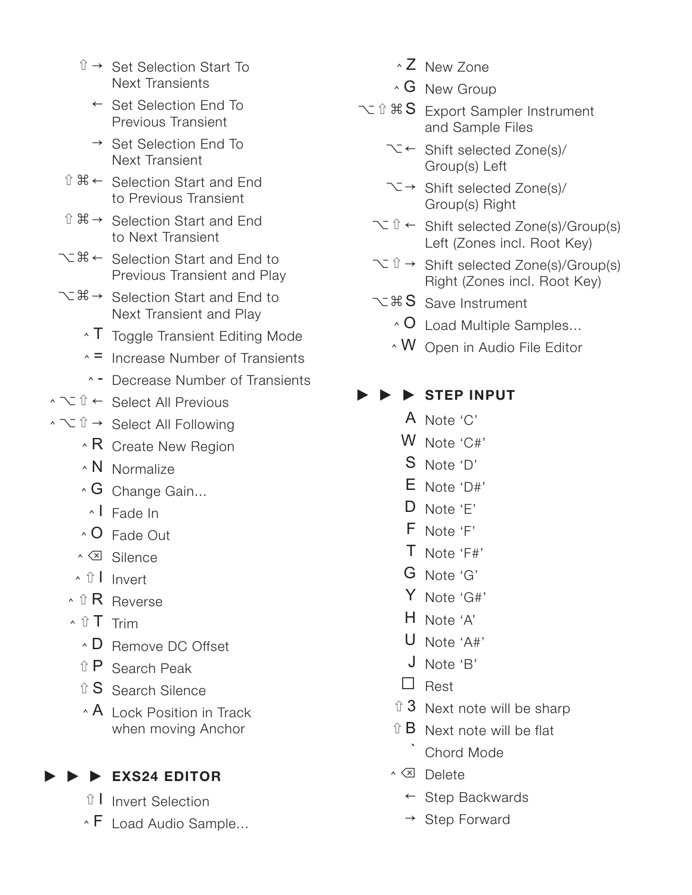| Shortcut | Action |
|---|---|
| ⇧ → | Set Selection Start To Next Transients |
| ← | Set Selection End To Previous Transient |
| → | Set Selection End To Next Transient |
| ⇧ ⌘ ← | Selection Start and End to Previous Transient |
| ⇧ ⌘ → | Selection Start and End to Next Transient |
| ⌥ ⌘ ← | Selection Start and End to Previous Transient and Play |
| ⌥ ⌘ → | Selection Start and End to Next Transient and Play |
| ^ T | Toggle Transient Editing Mode |
| ^ = | Increase Number of Transients |
| ^ - | Decrease Number of Transients |
| ^ ⌥ ⇧ ← | Select All Previous |
| ^ ⌥ ⇧ → | Select All Following |
| ^ R | Create New Region |
| ^ N | Normalize |
| ^ G | Change Gain… |
| ^ I | Fade In |
| ^ O | Fade Out |
| ^ ⌫ | Silence |
| ^ ⇧ I | Invert |
| ^ ⇧ R | Reverse |
| ^ ⇧ T | Trim |
| ^ D | Remove DC Offset |
| ⇧ P | Search Peak |
| ⇧ S | Search Silence |
| ^ A | Lock Position in Track when moving Anchor |

## ▶ ▶ ▶ EXS24 EDITOR

| Shortcut | Action |
|---|---|
| ⇧ I | Invert Selection |
| ^ F | Load Audio Sample… |
| ^ Z | New Zone |
| ^ G | New Group |
| ⌥ ⇧ ⌘ S | Export Sampler Instrument and Sample Files |
| ⌥ ← | Shift selected Zone(s)/ Group(s) Left |
| ⌥ → | Shift selected Zone(s)/ Group(s) Right |
| ⌥ ⇧ ← | Shift selected Zone(s)/Group(s) Left (Zones incl. Root Key) |
| ⌥ ⇧ → | Shift selected Zone(s)/Group(s) Right (Zones incl. Root Key) |
| ⌥ ⌘ S | Save Instrument |
| ^ O | Load Multiple Samples… |
| ^ W | Open in Audio File Editor |

## ▶ ▶ ▶ STEP INPUT

| Shortcut | Action |
|---|---|
| A | Note 'C' |
| W | Note 'C#' |
| S | Note 'D' |
| E | Note 'D#' |
| D | Note 'E' |
| F | Note 'F' |
| T | Note 'F#' |
| G | Note 'G' |
| Y | Note 'G#' |
| H | Note 'A' |
| U | Note 'A#' |
| J | Note 'B' |
| ☐ | Rest |
| ⇧ 3 | Next note will be sharp |
| ⇧ B | Next note will be flat |
| ` | Chord Mode |
| ^ ⌫ | Delete |
| ← | Step Backwards |
| → | Step Forward |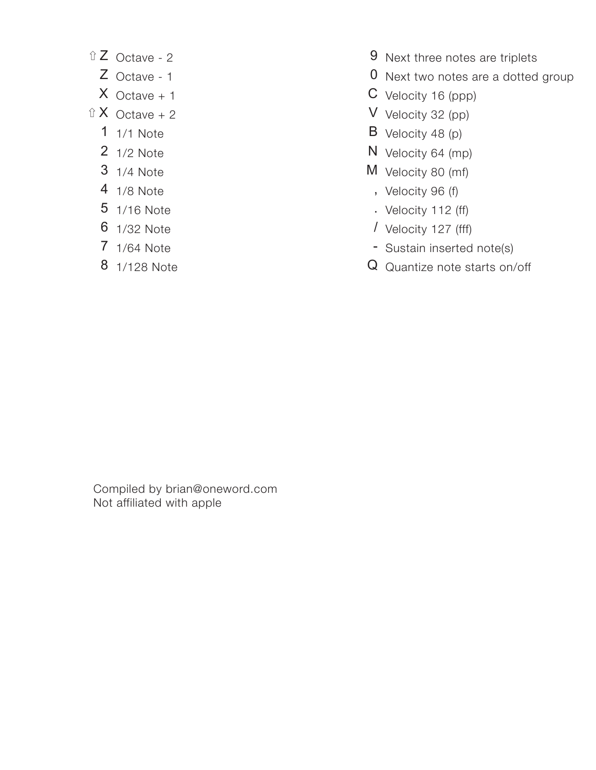| | |
|---|---|
| ⇧Z | Octave - 2 |
| Z | Octave - 1 |
| X | Octave + 1 |
| ⇧X | Octave + 2 |
| 1 | 1/1 Note |
| 2 | 1/2 Note |
| 3 | 1/4 Note |
| 4 | 1/8 Note |
| 5 | 1/16 Note |
| 6 | 1/32 Note |
| 7 | 1/64 Note |
| 8 | 1/128 Note |

| | |
|---|---|
| 9 | Next three notes are triplets |
| 0 | Next two notes are a dotted group |
| C | Velocity 16 (ppp) |
| V | Velocity 32 (pp) |
| B | Velocity 48 (p) |
| N | Velocity 64 (mp) |
| M | Velocity 80 (mf) |
| , | Velocity 96 (f) |
| . | Velocity 112 (ff) |
| / | Velocity 127 (fff) |
| - | Sustain inserted note(s) |
| Q | Quantize note starts on/off |

Compiled by brian@oneword.com
Not affiliated with apple